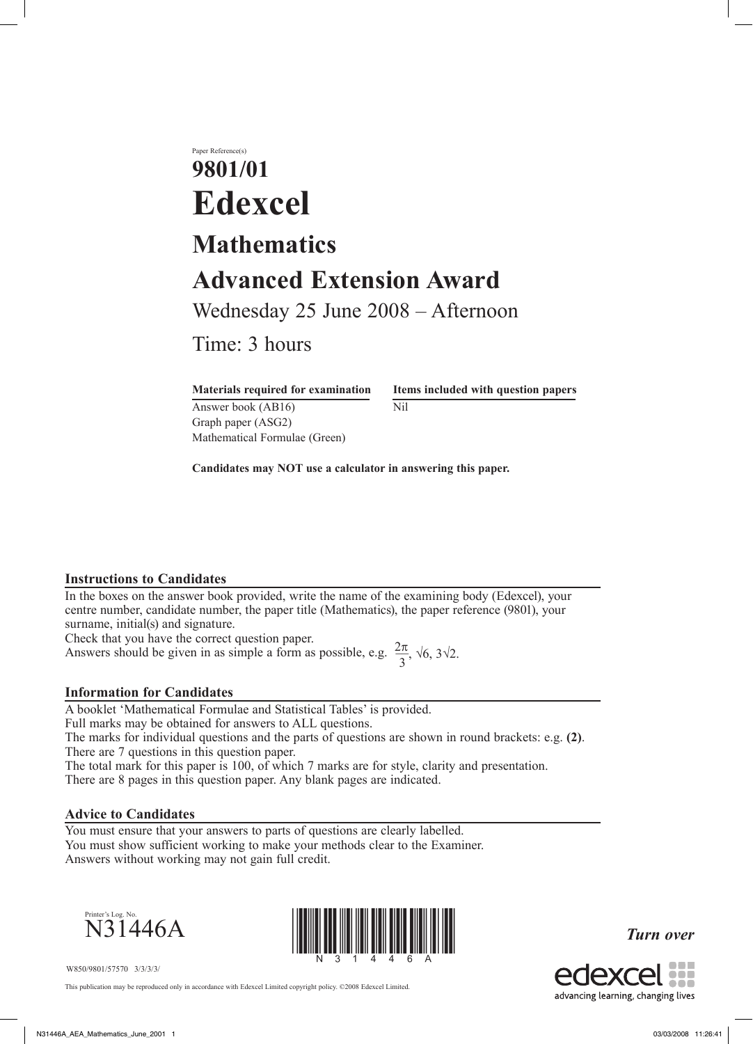Paper Reference(s)

# 9801/01

# Edexcel

## Mathematics

## Advanced Extension Award

Wednesday 25 June 2008 – Afternoon

Time: 3 hours

| **Materials required for examination** | **Items included with question papers** |
|---|---|
| Answer book (AB16) | Nil |
| Graph paper (ASG2) | |
| Mathematical Formulae (Green) | |

**Candidates may NOT use a calculator in answering this paper.**

### Instructions to Candidates

In the boxes on the answer book provided, write the name of the examining body (Edexcel), your centre number, candidate number, the paper title (Mathematics), the paper reference (9801), your surname, initial(s) and signature.
Check that you have the correct question paper.
Answers should be given in as simple a form as possible, e.g. $\frac{2\pi}{3}$, $\sqrt{6}$, $3\sqrt{2}$.

### Information for Candidates

A booklet 'Mathematical Formulae and Statistical Tables' is provided.
Full marks may be obtained for answers to ALL questions.
The marks for individual questions and the parts of questions are shown in round brackets: e.g. **(2)**.
There are 7 questions in this question paper.
The total mark for this paper is 100, of which 7 marks are for style, clarity and presentation.
There are 8 pages in this question paper. Any blank pages are indicated.

### Advice to Candidates

You must ensure that your answers to parts of questions are clearly labelled.
You must show sufficient working to make your methods clear to the Examiner.
Answers without working may not gain full credit.

Printer's Log. No.
N31446A

W850/9801/57570 3/3/3/

*Turn over*

This publication may be reproduced only in accordance with Edexcel Limited copyright policy. ©2008 Edexcel Limited.

edexcel advancing learning, changing lives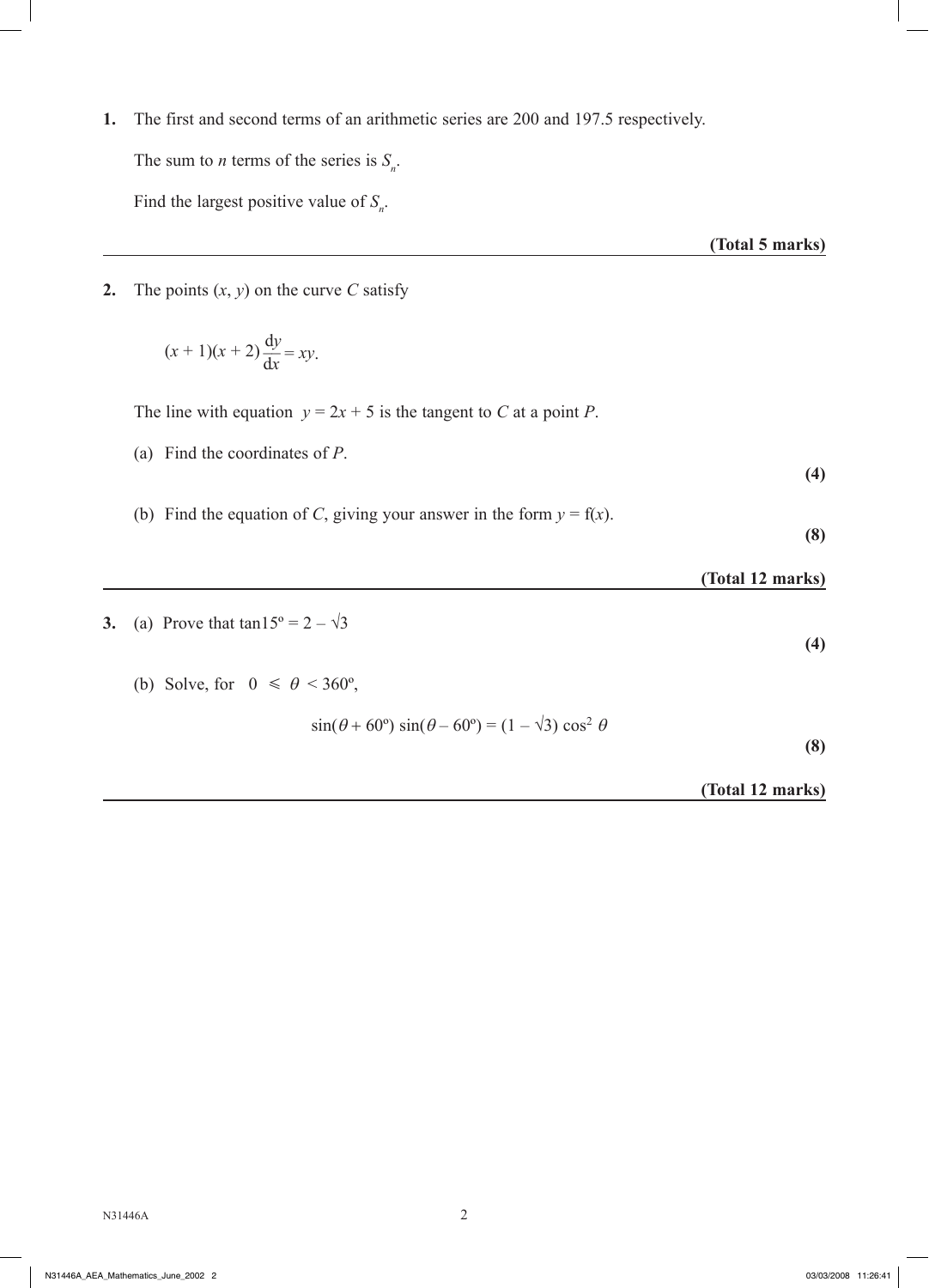**1.** The first and second terms of an arithmetic series are 200 and 197.5 respectively.

The sum to $n$ terms of the series is $S_n$.

Find the largest positive value of $S_n$.

**(Total 5 marks)**

---

**2.** The points $(x, y)$ on the curve $C$ satisfy

$$(x + 1)(x + 2)\frac{dy}{dx} = xy.$$

The line with equation $y = 2x + 5$ is the tangent to $C$ at a point $P$.

(a) Find the coordinates of $P$.

**(4)**

(b) Find the equation of $C$, giving your answer in the form $y = f(x)$.

**(8)**

**(Total 12 marks)**

---

**3.** (a) Prove that $\tan 15° = 2 - \sqrt{3}$

**(4)**

(b) Solve, for $0 \leqslant \theta < 360°$,

$$\sin(\theta + 60°)\sin(\theta - 60°) = (1 - \sqrt{3})\cos^2\theta$$

**(8)**

**(Total 12 marks)**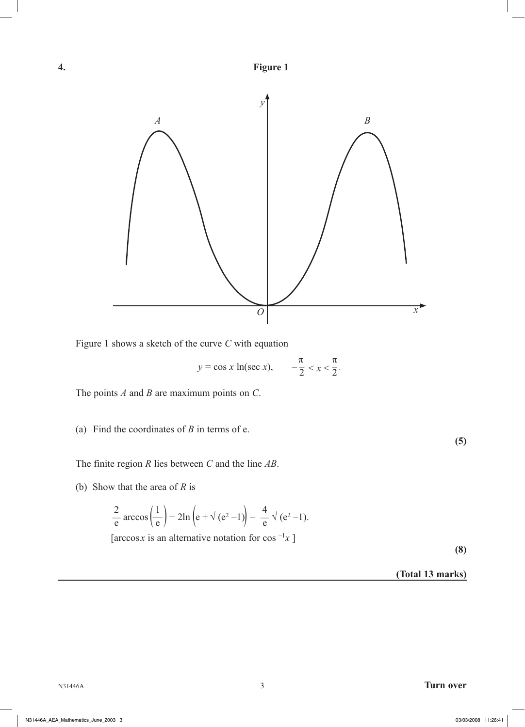**4.**

**Figure 1**

Figure 1 shows a sketch of the curve $C$ with equation

$$y = \cos x \ln(\sec x), \qquad -\frac{\pi}{2} < x < \frac{\pi}{2}.$$

The points $A$ and $B$ are maximum points on $C$.

(a) Find the coordinates of $B$ in terms of e.

**(5)**

The finite region $R$ lies between $C$ and the line $AB$.

(b) Show that the area of $R$ is

$$\frac{2}{\mathrm{e}} \arccos\left(\frac{1}{\mathrm{e}}\right) + 2\ln\left(\mathrm{e} + \sqrt{(\mathrm{e}^2 - 1)}\right) - \frac{4}{\mathrm{e}}\sqrt{(\mathrm{e}^2 - 1)}.$$

[arccos$x$ is an alternative notation for $\cos^{-1}x$ ]

**(8)**

**(Total 13 marks)**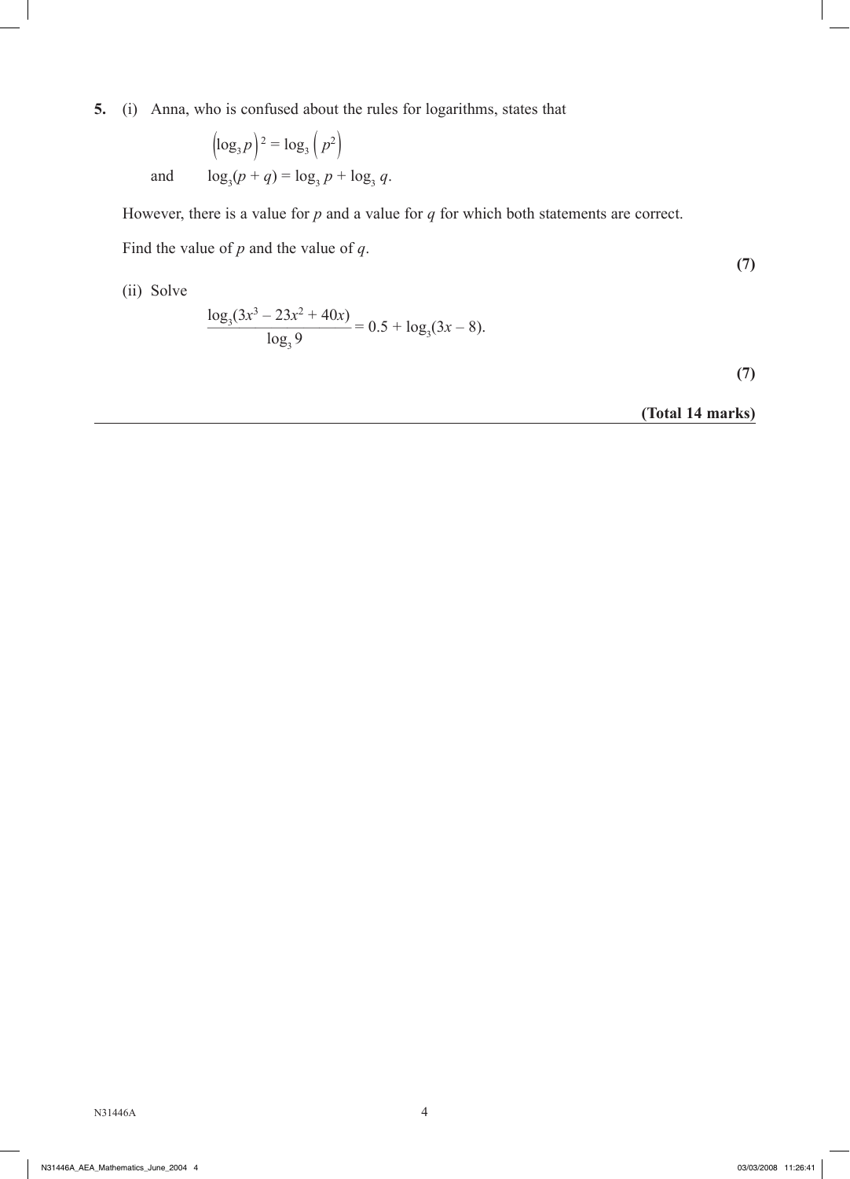**5.** (i) Anna, who is confused about the rules for logarithms, states that

$$\left(\log_3 p\right)^2 = \log_3\left(p^2\right)$$

and $\qquad \log_3(p + q) = \log_3 p + \log_3 q.$

However, there is a value for $p$ and a value for $q$ for which both statements are correct.

Find the value of $p$ and the value of $q$.

**(7)**

(ii) Solve

$$\frac{\log_3(3x^3 - 23x^2 + 40x)}{\log_3 9} = 0.5 + \log_3(3x - 8).$$

**(7)**

**(Total 14 marks)**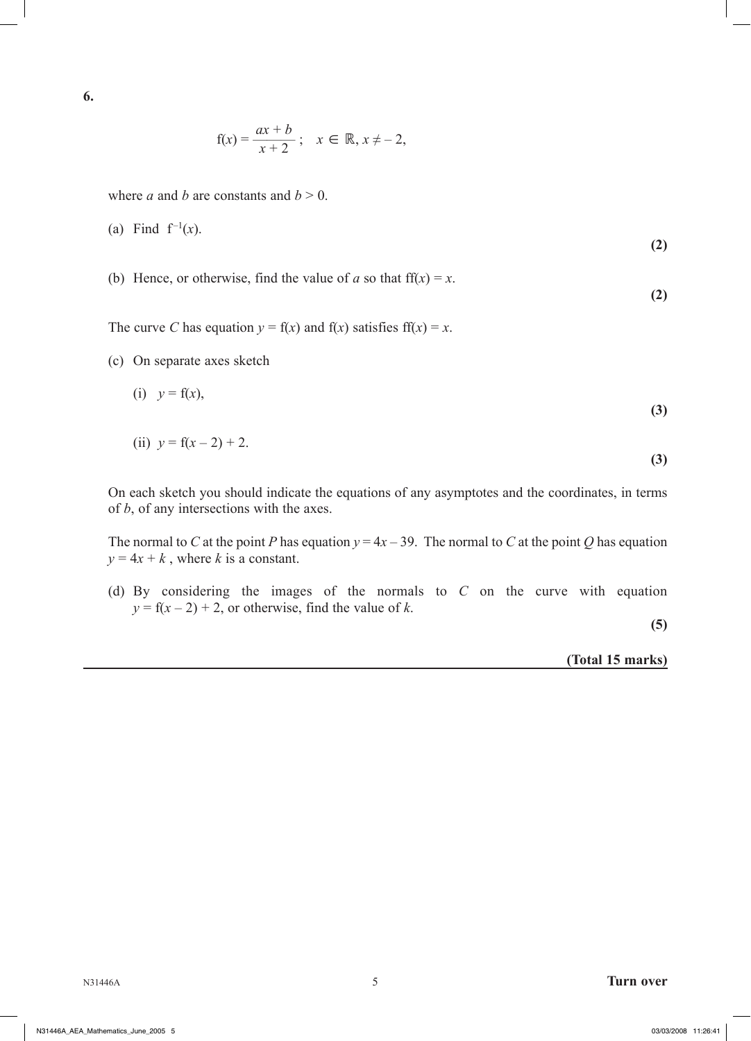**6.**

$$f(x) = \frac{ax + b}{x + 2}; \quad x \in \mathbb{R}, x \neq -2,$$

where $a$ and $b$ are constants and $b > 0$.

(a) Find $f^{-1}(x)$.
**(2)**

(b) Hence, or otherwise, find the value of $a$ so that $ff(x) = x$.
**(2)**

The curve $C$ has equation $y = f(x)$ and $f(x)$ satisfies $ff(x) = x$.

(c) On separate axes sketch

(i) $y = f(x)$,
**(3)**

(ii) $y = f(x - 2) + 2$.
**(3)**

On each sketch you should indicate the equations of any asymptotes and the coordinates, in terms of $b$, of any intersections with the axes.

The normal to $C$ at the point $P$ has equation $y = 4x - 39$. The normal to $C$ at the point $Q$ has equation $y = 4x + k$, where $k$ is a constant.

(d) By considering the images of the normals to $C$ on the curve with equation $y = f(x - 2) + 2$, or otherwise, find the value of $k$.
**(5)**

**(Total 15 marks)**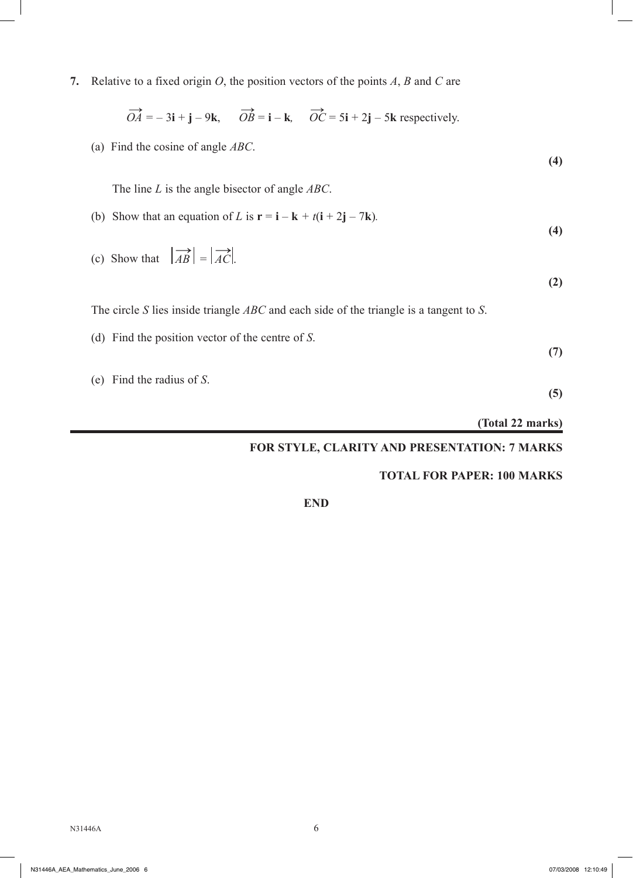**7.** Relative to a fixed origin $O$, the position vectors of the points $A$, $B$ and $C$ are

$$\overrightarrow{OA} = -3\mathbf{i} + \mathbf{j} - 9\mathbf{k}, \quad \overrightarrow{OB} = \mathbf{i} - \mathbf{k}, \quad \overrightarrow{OC} = 5\mathbf{i} + 2\mathbf{j} - 5\mathbf{k} \text{ respectively.}$$

(a) Find the cosine of angle $ABC$.

**(4)**

The line $L$ is the angle bisector of angle $ABC$.

(b) Show that an equation of $L$ is $\mathbf{r} = \mathbf{i} - \mathbf{k} + t(\mathbf{i} + 2\mathbf{j} - 7\mathbf{k})$.

**(4)**

(c) Show that $\left|\overrightarrow{AB}\right| = \left|\overrightarrow{AC}\right|$.

**(2)**

The circle $S$ lies inside triangle $ABC$ and each side of the triangle is a tangent to $S$.

(d) Find the position vector of the centre of $S$.

**(7)**

(e) Find the radius of $S$.

**(5)**

**(Total 22 marks)**

---

**FOR STYLE, CLARITY AND PRESENTATION: 7 MARKS**

**TOTAL FOR PAPER: 100 MARKS**

**END**